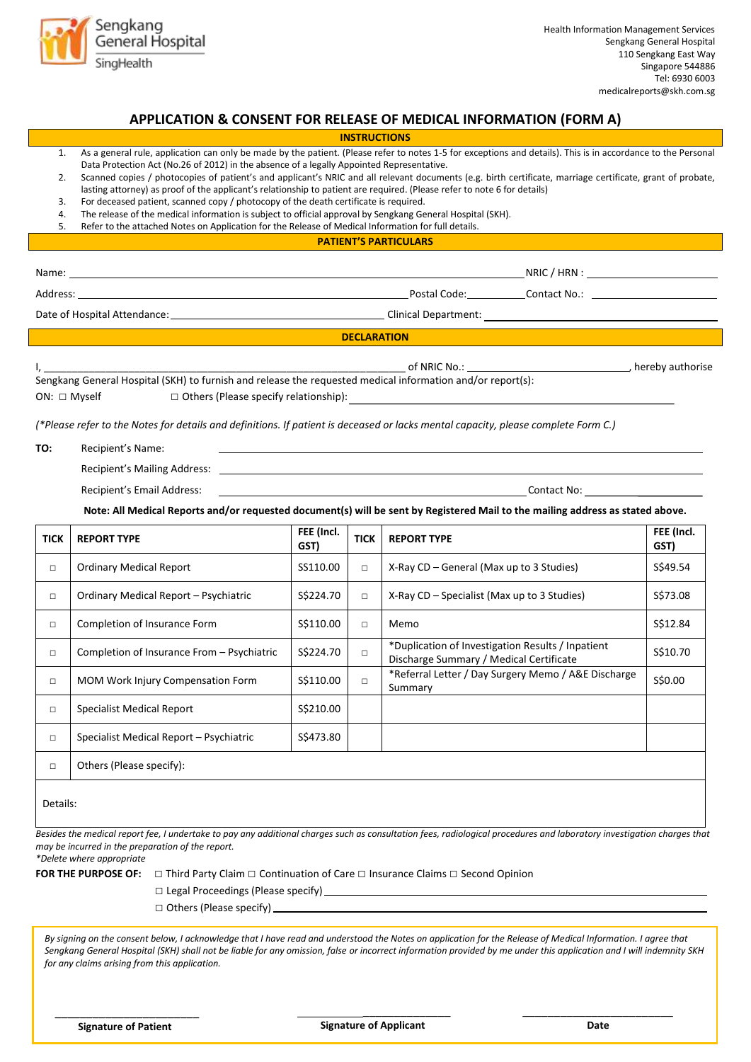Sengkang General Hospital
SingHealth

Health Information Management Services
Sengkang General Hospital
110 Sengkang East Way
Singapore 544886
Tel: 6930 6003
medicalreports@skh.com.sg

# APPLICATION & CONSENT FOR RELEASE OF MEDICAL INFORMATION (FORM A)

## INSTRUCTIONS

1. As a general rule, application can only be made by the patient. (Please refer to notes 1-5 for exceptions and details). This is in accordance to the Personal Data Protection Act (No.26 of 2012) in the absence of a legally Appointed Representative.
2. Scanned copies / photocopies of patient's and applicant's NRIC and all relevant documents (e.g. birth certificate, marriage certificate, grant of probate, lasting attorney) as proof of the applicant's relationship to patient are required. (Please refer to note 6 for details)
3. For deceased patient, scanned copy / photocopy of the death certificate is required.
4. The release of the medical information is subject to official approval by Sengkang General Hospital (SKH).
5. Refer to the attached Notes on Application for the Release of Medical Information for full details.

## PATIENT'S PARTICULARS

Name: ______________________________ NRIC / HRN : ______________

Address: ______________________________ Postal Code: __________ Contact No.: ______________

Date of Hospital Attendance: ______________________ Clinical Department: ______________________

## DECLARATION

I, ______________________________ of NRIC No.: ______________, hereby authorise Sengkang General Hospital (SKH) to furnish and release the requested medical information and/or report(s):

ON: ☐ Myself ☐ Others (Please specify relationship): ______________________

*(\*Please refer to the Notes for details and definitions. If patient is deceased or lacks mental capacity, please complete Form C.)*

**TO:** Recipient's Name: ______________________________

Recipient's Mailing Address: ______________________________

Recipient's Email Address: ______________________________ Contact No: ______________

**Note: All Medical Reports and/or requested document(s) will be sent by Registered Mail to the mailing address as stated above.**

| TICK | REPORT TYPE | FEE (Incl. GST) | TICK | REPORT TYPE | FEE (Incl. GST) |
|---|---|---|---|---|---|
| ☐ | Ordinary Medical Report | S$110.00 | ☐ | X-Ray CD – General (Max up to 3 Studies) | S$49.54 |
| ☐ | Ordinary Medical Report – Psychiatric | S$224.70 | ☐ | X-Ray CD – Specialist (Max up to 3 Studies) | S$73.08 |
| ☐ | Completion of Insurance Form | S$110.00 | ☐ | Memo | S$12.84 |
| ☐ | Completion of Insurance From – Psychiatric | S$224.70 | ☐ | *Duplication of Investigation Results / Inpatient Discharge Summary / Medical Certificate | S$10.70 |
| ☐ | MOM Work Injury Compensation Form | S$110.00 | ☐ | *Referral Letter / Day Surgery Memo / A&E Discharge Summary | S$0.00 |
| ☐ | Specialist Medical Report | S$210.00 | | | |
| ☐ | Specialist Medical Report – Psychiatric | S$473.80 | | | |
| ☐ | Others (Please specify): | | | | |
| Details: | | | | | |

*Besides the medical report fee, I undertake to pay any additional charges such as consultation fees, radiological procedures and laboratory investigation charges that may be incurred in the preparation of the report.*
*\*Delete where appropriate*

**FOR THE PURPOSE OF:** ☐ Third Party Claim ☐ Continuation of Care ☐ Insurance Claims ☐ Second Opinion
☐ Legal Proceedings (Please specify) ______________________
☐ Others (Please specify) ______________________

*By signing on the consent below, I acknowledge that I have read and understood the Notes on application for the Release of Medical Information. I agree that Sengkang General Hospital (SKH) shall not be liable for any omission, false or incorrect information provided by me under this application and I will indemnity SKH for any claims arising from this application.*

______________________ ______________________ ______________________
**Signature of Patient** **Signature of Applicant** **Date**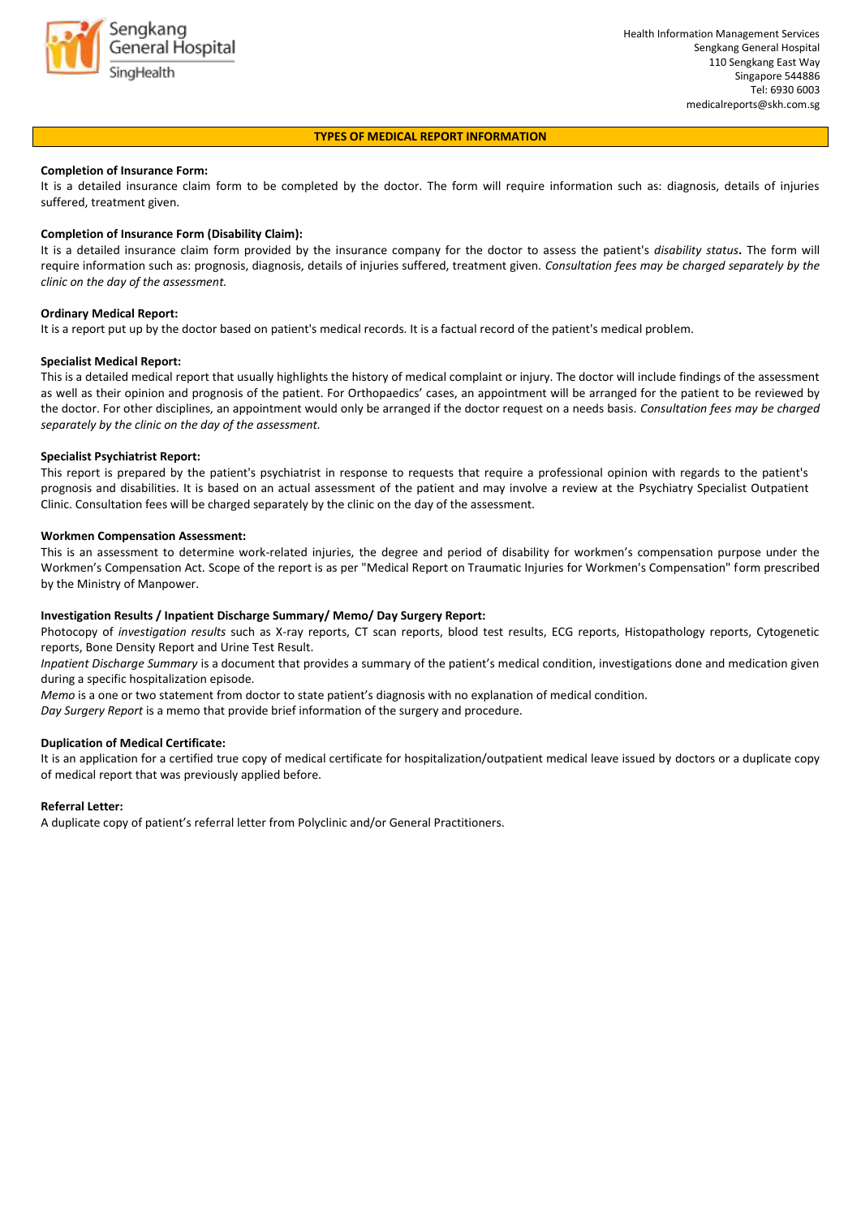Health Information Management Services
Sengkang General Hospital
110 Sengkang East Way
Singapore 544886
Tel: 6930 6003
medicalreports@skh.com.sg

## TYPES OF MEDICAL REPORT INFORMATION

**Completion of Insurance Form:**
It is a detailed insurance claim form to be completed by the doctor. The form will require information such as: diagnosis, details of injuries suffered, treatment given.

**Completion of Insurance Form (Disability Claim):**
It is a detailed insurance claim form provided by the insurance company for the doctor to assess the patient's *disability status***.** The form will require information such as: prognosis, diagnosis, details of injuries suffered, treatment given. *Consultation fees may be charged separately by the clinic on the day of the assessment.*

**Ordinary Medical Report:**
It is a report put up by the doctor based on patient's medical records. It is a factual record of the patient's medical problem.

**Specialist Medical Report:**
This is a detailed medical report that usually highlights the history of medical complaint or injury. The doctor will include findings of the assessment as well as their opinion and prognosis of the patient. For Orthopaedics' cases, an appointment will be arranged for the patient to be reviewed by the doctor. For other disciplines, an appointment would only be arranged if the doctor request on a needs basis. *Consultation fees may be charged separately by the clinic on the day of the assessment.*

**Specialist Psychiatrist Report:**
This report is prepared by the patient's psychiatrist in response to requests that require a professional opinion with regards to the patient's prognosis and disabilities. It is based on an actual assessment of the patient and may involve a review at the Psychiatry Specialist Outpatient Clinic. Consultation fees will be charged separately by the clinic on the day of the assessment.

**Workmen Compensation Assessment:**
This is an assessment to determine work-related injuries, the degree and period of disability for workmen's compensation purpose under the Workmen's Compensation Act. Scope of the report is as per "Medical Report on Traumatic Injuries for Workmen's Compensation" form prescribed by the Ministry of Manpower.

**Investigation Results / Inpatient Discharge Summary/ Memo/ Day Surgery Report:**
Photocopy of *investigation results* such as X-ray reports, CT scan reports, blood test results, ECG reports, Histopathology reports, Cytogenetic reports, Bone Density Report and Urine Test Result.
*Inpatient Discharge Summary* is a document that provides a summary of the patient's medical condition, investigations done and medication given during a specific hospitalization episode.
*Memo* is a one or two statement from doctor to state patient's diagnosis with no explanation of medical condition.
*Day Surgery Report* is a memo that provide brief information of the surgery and procedure.

**Duplication of Medical Certificate:**
It is an application for a certified true copy of medical certificate for hospitalization/outpatient medical leave issued by doctors or a duplicate copy of medical report that was previously applied before.

**Referral Letter:**
A duplicate copy of patient's referral letter from Polyclinic and/or General Practitioners.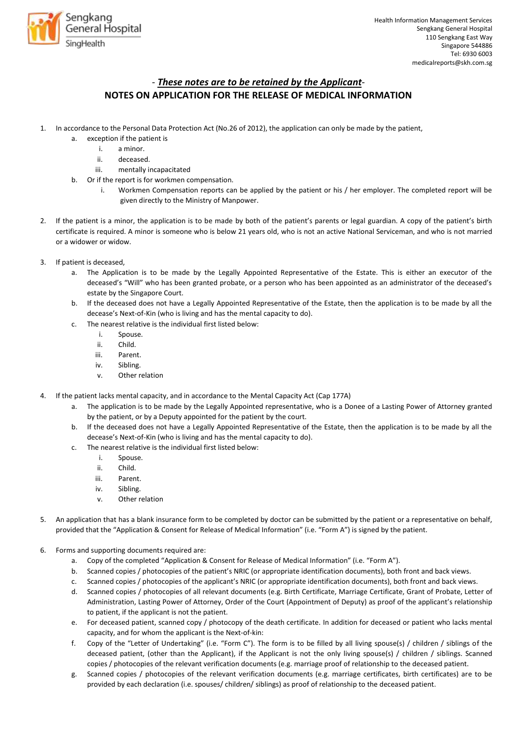Health Information Management Services
Sengkang General Hospital
110 Sengkang East Way
Singapore 544886
Tel: 6930 6003
medicalreports@skh.com.sg

- ***These notes are to be retained by the Applicant***-

## NOTES ON APPLICATION FOR THE RELEASE OF MEDICAL INFORMATION

1. In accordance to the Personal Data Protection Act (No.26 of 2012), the application can only be made by the patient,
   a. exception if the patient is
      i. a minor.
      ii. deceased.
      iii. mentally incapacitated
   b. Or if the report is for workmen compensation.
      i. Workmen Compensation reports can be applied by the patient or his / her employer. The completed report will be given directly to the Ministry of Manpower.

2. If the patient is a minor, the application is to be made by both of the patient's parents or legal guardian. A copy of the patient's birth certificate is required. A minor is someone who is below 21 years old, who is not an active National Serviceman, and who is not married or a widower or widow.

3. If patient is deceased,
   a. The Application is to be made by the Legally Appointed Representative of the Estate. This is either an executor of the deceased's "Will" who has been granted probate, or a person who has been appointed as an administrator of the deceased's estate by the Singapore Court.
   b. If the deceased does not have a Legally Appointed Representative of the Estate, then the application is to be made by all the decease's Next-of-Kin (who is living and has the mental capacity to do).
   c. The nearest relative is the individual first listed below:
      i. Spouse.
      ii. Child.
      iii. Parent.
      iv. Sibling.
      v. Other relation

4. If the patient lacks mental capacity, and in accordance to the Mental Capacity Act (Cap 177A)
   a. The application is to be made by the Legally Appointed representative, who is a Donee of a Lasting Power of Attorney granted by the patient, or by a Deputy appointed for the patient by the court.
   b. If the deceased does not have a Legally Appointed Representative of the Estate, then the application is to be made by all the decease's Next-of-Kin (who is living and has the mental capacity to do).
   c. The nearest relative is the individual first listed below:
      i. Spouse.
      ii. Child.
      iii. Parent.
      iv. Sibling.
      v. Other relation

5. An application that has a blank insurance form to be completed by doctor can be submitted by the patient or a representative on behalf, provided that the "Application & Consent for Release of Medical Information" (i.e. "Form A") is signed by the patient.

6. Forms and supporting documents required are:
   a. Copy of the completed "Application & Consent for Release of Medical Information" (i.e. "Form A").
   b. Scanned copies / photocopies of the patient's NRIC (or appropriate identification documents), both front and back views.
   c. Scanned copies / photocopies of the applicant's NRIC (or appropriate identification documents), both front and back views.
   d. Scanned copies / photocopies of all relevant documents (e.g. Birth Certificate, Marriage Certificate, Grant of Probate, Letter of Administration, Lasting Power of Attorney, Order of the Court (Appointment of Deputy) as proof of the applicant's relationship to patient, if the applicant is not the patient.
   e. For deceased patient, scanned copy / photocopy of the death certificate. In addition for deceased or patient who lacks mental capacity, and for whom the applicant is the Next-of-kin:
   f. Copy of the "Letter of Undertaking" (i.e. "Form C"). The form is to be filled by all living spouse(s) / children / siblings of the deceased patient, (other than the Applicant), if the Applicant is not the only living spouse(s) / children / siblings. Scanned copies / photocopies of the relevant verification documents (e.g. marriage proof of relationship to the deceased patient.
   g. Scanned copies / photocopies of the relevant verification documents (e.g. marriage certificates, birth certificates) are to be provided by each declaration (i.e. spouses/ children/ siblings) as proof of relationship to the deceased patient.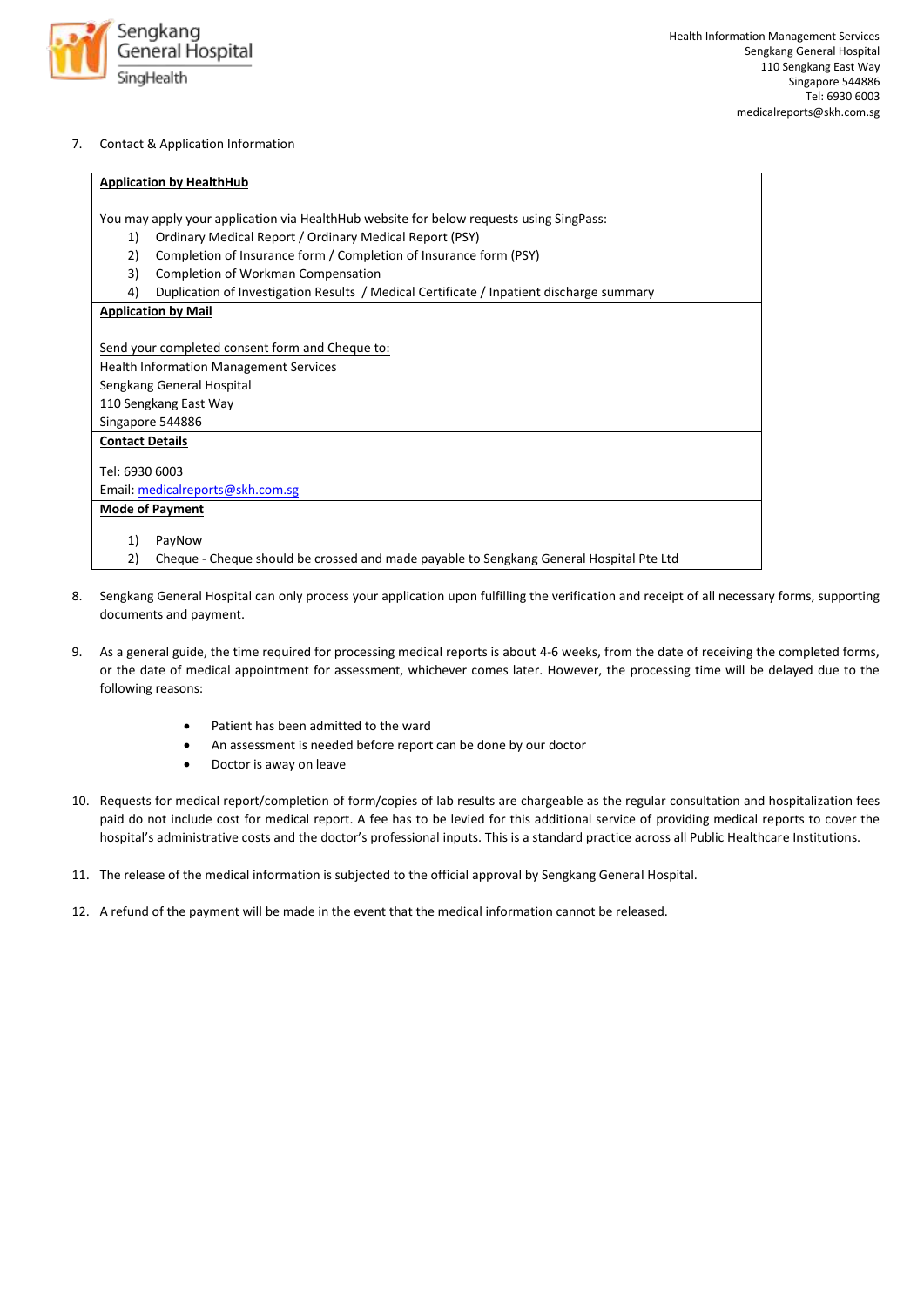Health Information Management Services
Sengkang General Hospital
110 Sengkang East Way
Singapore 544886
Tel: 6930 6003
medicalreports@skh.com.sg

7. Contact & Application Information

| |
|---|
| **Application by HealthHub**<br><br>You may apply your application via HealthHub website for below requests using SingPass:<br>1) Ordinary Medical Report / Ordinary Medical Report (PSY)<br>2) Completion of Insurance form / Completion of Insurance form (PSY)<br>3) Completion of Workman Compensation<br>4) Duplication of Investigation Results / Medical Certificate / Inpatient discharge summary |
| **Application by Mail**<br><br>Send your completed consent form and Cheque to:<br>Health Information Management Services<br>Sengkang General Hospital<br>110 Sengkang East Way<br>Singapore 544886 |
| **Contact Details**<br><br>Tel: 6930 6003<br>Email: medicalreports@skh.com.sg |
| **Mode of Payment**<br><br>1) PayNow<br>2) Cheque - Cheque should be crossed and made payable to Sengkang General Hospital Pte Ltd |

8. Sengkang General Hospital can only process your application upon fulfilling the verification and receipt of all necessary forms, supporting documents and payment.

9. As a general guide, the time required for processing medical reports is about 4-6 weeks, from the date of receiving the completed forms, or the date of medical appointment for assessment, whichever comes later. However, the processing time will be delayed due to the following reasons:

   - Patient has been admitted to the ward
   - An assessment is needed before report can be done by our doctor
   - Doctor is away on leave

10. Requests for medical report/completion of form/copies of lab results are chargeable as the regular consultation and hospitalization fees paid do not include cost for medical report. A fee has to be levied for this additional service of providing medical reports to cover the hospital's administrative costs and the doctor's professional inputs. This is a standard practice across all Public Healthcare Institutions.

11. The release of the medical information is subjected to the official approval by Sengkang General Hospital.

12. A refund of the payment will be made in the event that the medical information cannot be released.